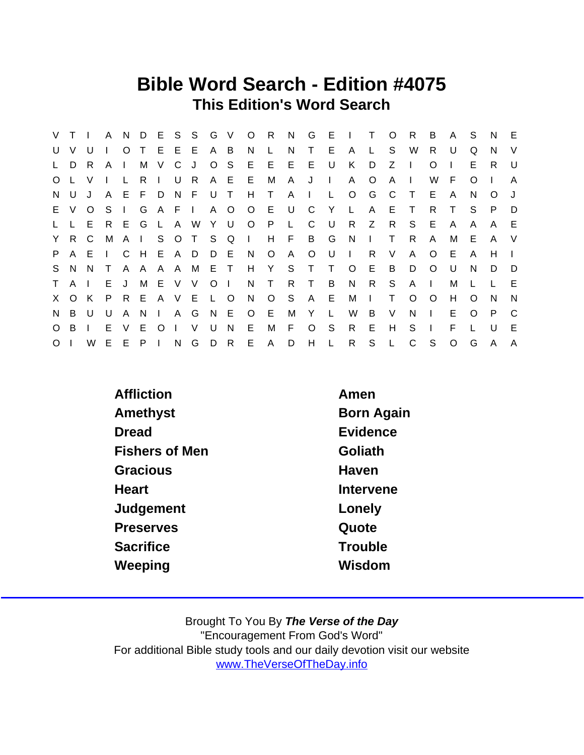# Bible Word Search - Edition #4075

## This Edition's Word Search

```
V T I A N D E S S G V O R N G E I T O R B A S N E
U V U I O T E E E A B N L N T E A L S W R U Q N V
L D R A I M V C J O S E E E E U K D Z I O I E R U
O L V I L R I U R A E E M A J I A O A I W F O I A
N U J A E F D N F U T H T A I L O G C T E A N O J
E V O S I G A F I A O O E U C Y L A E T R T S P D
L L E R E G L A W Y U O P L C U R Z R S E A A A E
Y R C M A I S O T S Q I H F B G N I T R A M E A V
P A E I C H E A D D E N O A O U I R V A O E A H I
S N N T A A A A M E T H Y S T T O E B D O U N D D
T A I E J M E V V O I N T R T B N R S A I M L L E
X O K P R E A V E L O N O S A E M I T O O H O N N
N B U U A N I A G N E O E M Y L W B V N I E O P C
O B I E V E O I V U N E M F O S R E H S I F L U E
O I W E E P I N G D R E A D H L R S L C S O G A A
```

| | |
|---|---|
| Affliction | Amen |
| Amethyst | Born Again |
| Dread | Evidence |
| Fishers of Men | Goliath |
| Gracious | Haven |
| Heart | Intervene |
| Judgement | Lonely |
| Preserves | Quote |
| Sacrifice | Trouble |
| Weeping | Wisdom |

Brought To You By ***The Verse of the Day***
"Encouragement From God's Word"
For additional Bible study tools and our daily devotion visit our website
www.TheVerseOfTheDay.info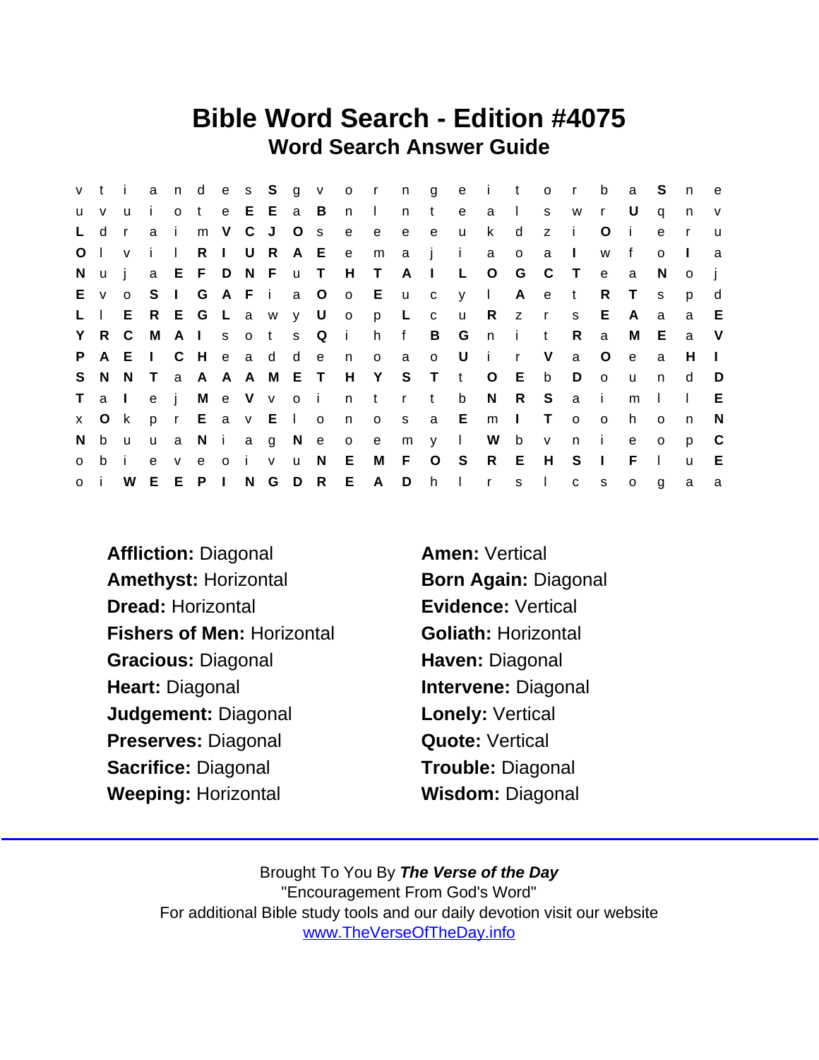# Bible Word Search - Edition #4075

## Word Search Answer Guide

```
v t i a n d e s S g v o r n g e i t o r b a S n e
u v u i o t e E E a B n l n t e a l s w r U q n v
L d r a i m V C J O s e e e e u k d z i O i e r u
O l v i l R I U R A E e m a j i a o a I w f o I a
N u j a E F D N F u T H T A I L O G C T e a N o j
E v o S I G A F i a O o E u c y l A e t R T s p d
L l E R E G L a w y U o p L c u R z r s E A a a E
Y R C M A I s o t s Q i h f B G n i t R a M E a V
P A E I C H e a d d e n o a o U i r V a O e a H I
S N N T a A A A M E T H Y S T t O E b D o u n d D
T a I e j M e V v o i n t r t b N R S a i m l l E
x O k p r E a v E l o n o s a E m I T o o h o n N
N b u u a N i a g N e o e m y l W b v n i e o p C
o b i e v e o i v u N E M F O S R E H S I F l u E
o i W E E P I N G D R E A D h l r s l c s o g a a
```

**Affliction:** Diagonal
**Amen:** Vertical
**Amethyst:** Horizontal
**Born Again:** Diagonal
**Dread:** Horizontal
**Evidence:** Vertical
**Fishers of Men:** Horizontal
**Goliath:** Horizontal
**Gracious:** Diagonal
**Haven:** Diagonal
**Heart:** Diagonal
**Intervene:** Diagonal
**Judgement:** Diagonal
**Lonely:** Vertical
**Preserves:** Diagonal
**Quote:** Vertical
**Sacrifice:** Diagonal
**Trouble:** Diagonal
**Weeping:** Horizontal
**Wisdom:** Diagonal

Brought To You By ***The Verse of the Day***
"Encouragement From God's Word"
For additional Bible study tools and our daily devotion visit our website
www.TheVerseOfTheDay.info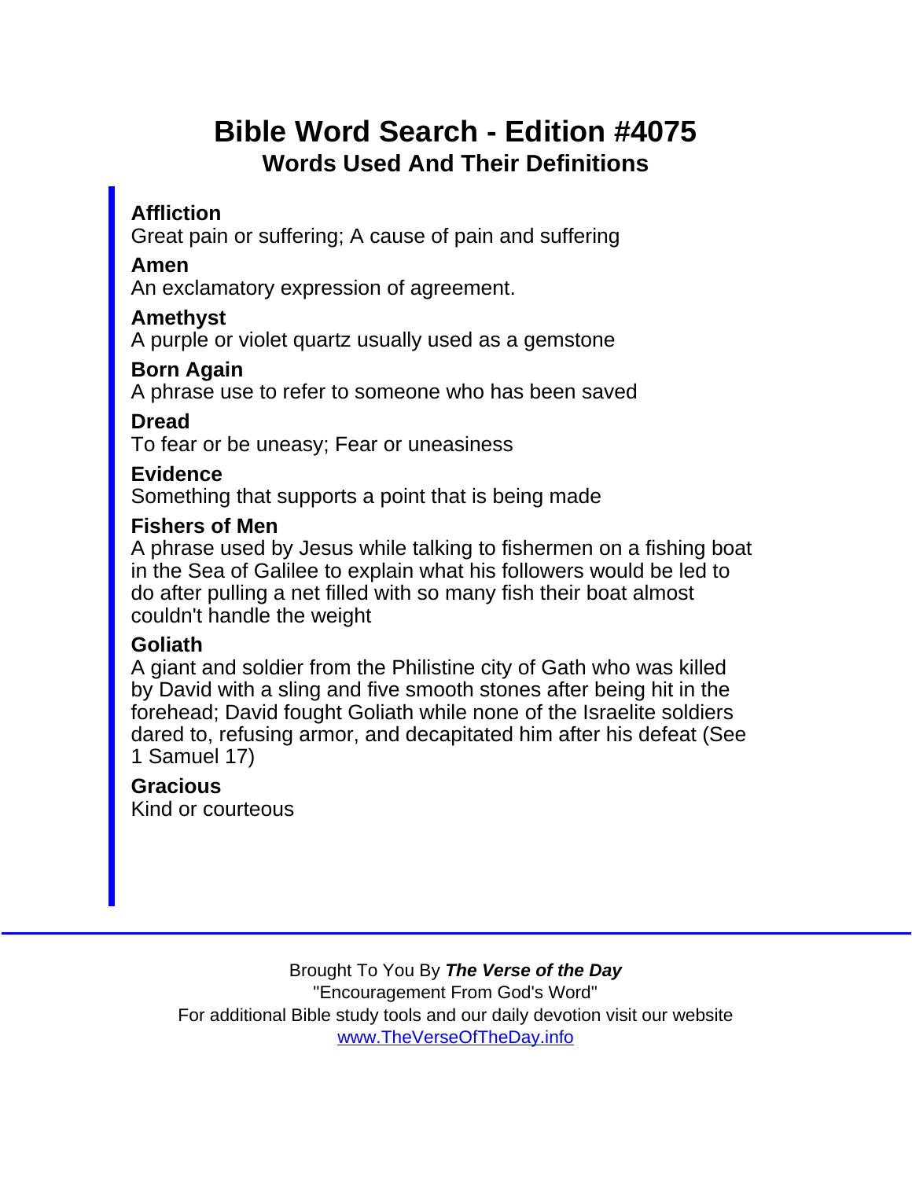# Bible Word Search - Edition #4075

## Words Used And Their Definitions

**Affliction**
Great pain or suffering; A cause of pain and suffering

**Amen**
An exclamatory expression of agreement.

**Amethyst**
A purple or violet quartz usually used as a gemstone

**Born Again**
A phrase use to refer to someone who has been saved

**Dread**
To fear or be uneasy; Fear or uneasiness

**Evidence**
Something that supports a point that is being made

**Fishers of Men**
A phrase used by Jesus while talking to fishermen on a fishing boat in the Sea of Galilee to explain what his followers would be led to do after pulling a net filled with so many fish their boat almost couldn't handle the weight

**Goliath**
A giant and soldier from the Philistine city of Gath who was killed by David with a sling and five smooth stones after being hit in the forehead; David fought Goliath while none of the Israelite soldiers dared to, refusing armor, and decapitated him after his defeat (See 1 Samuel 17)

**Gracious**
Kind or courteous

---

Brought To You By ***The Verse of the Day***
"Encouragement From God's Word"
For additional Bible study tools and our daily devotion visit our website
www.TheVerseOfTheDay.info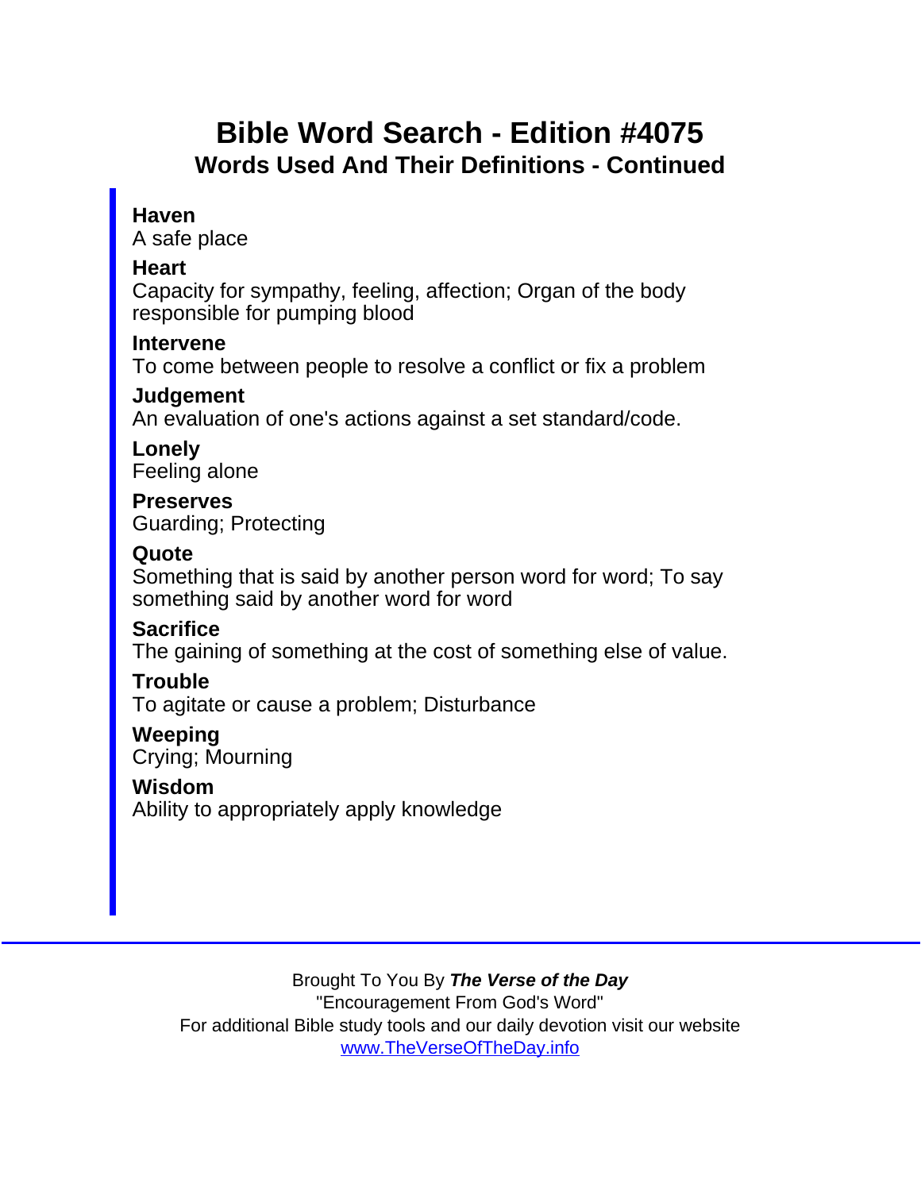# Bible Word Search - Edition #4075

## Words Used And Their Definitions - Continued

**Haven**
A safe place

**Heart**
Capacity for sympathy, feeling, affection; Organ of the body responsible for pumping blood

**Intervene**
To come between people to resolve a conflict or fix a problem

**Judgement**
An evaluation of one's actions against a set standard/code.

**Lonely**
Feeling alone

**Preserves**
Guarding; Protecting

**Quote**
Something that is said by another person word for word; To say something said by another word for word

**Sacrifice**
The gaining of something at the cost of something else of value.

**Trouble**
To agitate or cause a problem; Disturbance

**Weeping**
Crying; Mourning

**Wisdom**
Ability to appropriately apply knowledge

---

Brought To You By ***The Verse of the Day***
"Encouragement From God's Word"
For additional Bible study tools and our daily devotion visit our website
www.TheVerseOfTheDay.info